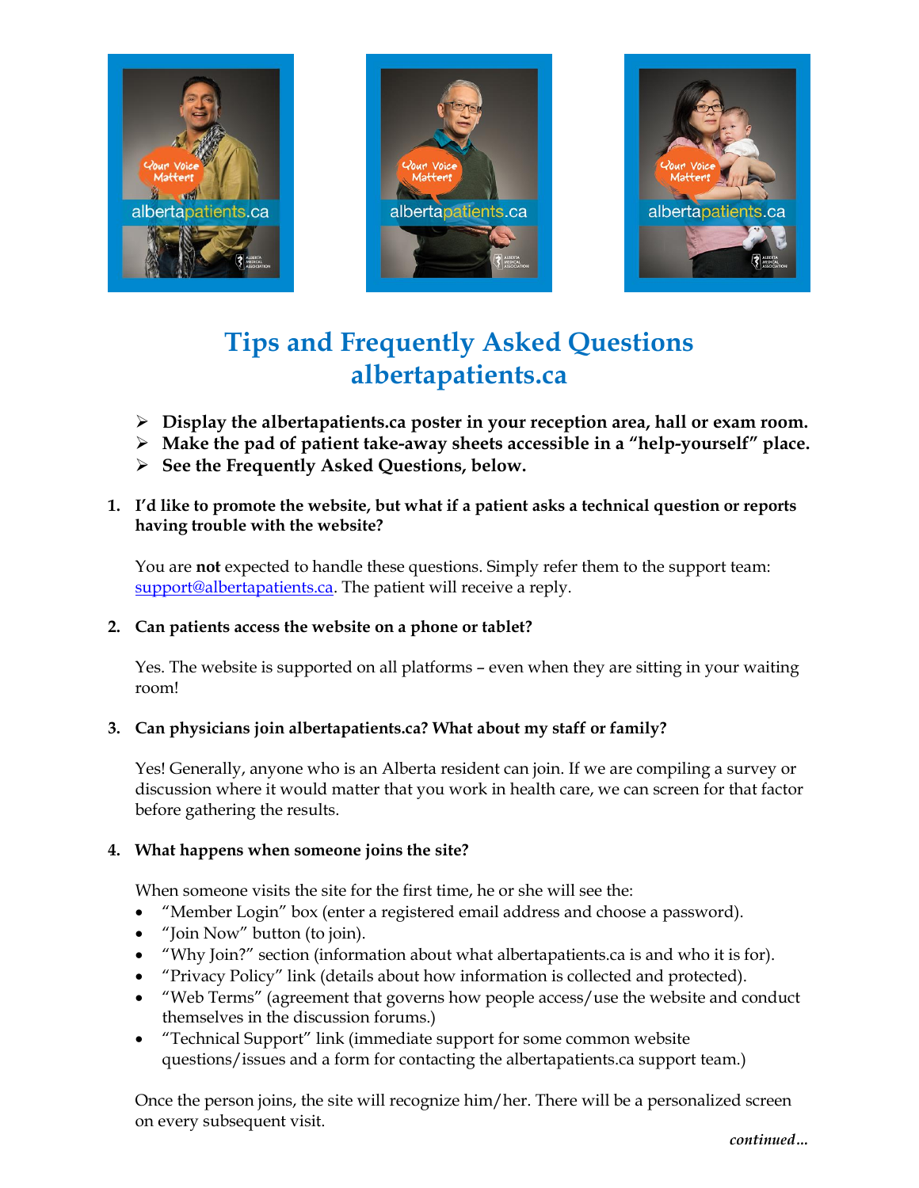# Tips and Frequently Asked Questions albertapatients.ca

- **Display the albertapatients.ca poster in your reception area, hall or exam room.**
- **Make the pad of patient take-away sheets accessible in a "help-yourself" place.**
- **See the Frequently Asked Questions, below.**

1. **I'd like to promote the website, but what if a patient asks a technical question or reports having trouble with the website?**

   You are **not** expected to handle these questions. Simply refer them to the support team: support@albertapatients.ca. The patient will receive a reply.

2. **Can patients access the website on a phone or tablet?**

   Yes. The website is supported on all platforms – even when they are sitting in your waiting room!

3. **Can physicians join albertapatients.ca? What about my staff or family?**

   Yes! Generally, anyone who is an Alberta resident can join. If we are compiling a survey or discussion where it would matter that you work in health care, we can screen for that factor before gathering the results.

4. **What happens when someone joins the site?**

   When someone visits the site for the first time, he or she will see the:

   - "Member Login" box (enter a registered email address and choose a password).
   - "Join Now" button (to join).
   - "Why Join?" section (information about what albertapatients.ca is and who it is for).
   - "Privacy Policy" link (details about how information is collected and protected).
   - "Web Terms" (agreement that governs how people access/use the website and conduct themselves in the discussion forums.)
   - "Technical Support" link (immediate support for some common website questions/issues and a form for contacting the albertapatients.ca support team.)

   Once the person joins, the site will recognize him/her. There will be a personalized screen on every subsequent visit.

*continued…*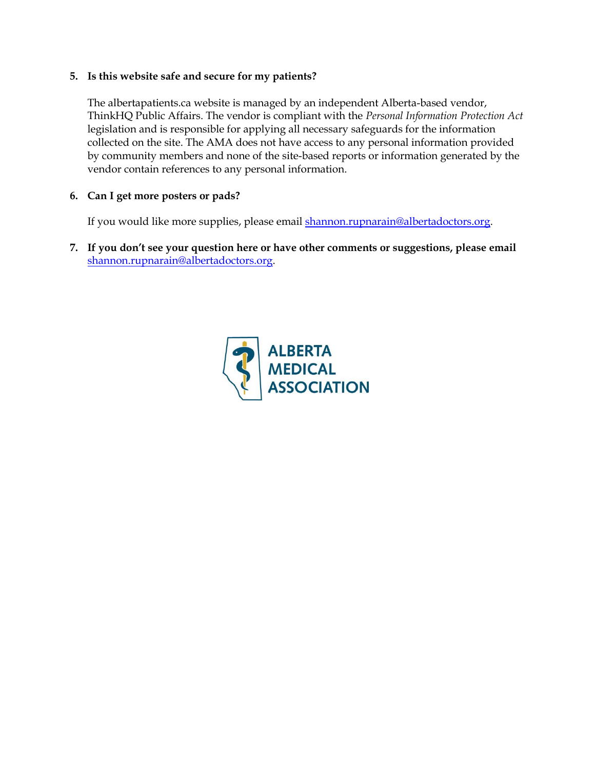5. **Is this website safe and secure for my patients?**

   The albertapatients.ca website is managed by an independent Alberta-based vendor, ThinkHQ Public Affairs. The vendor is compliant with the *Personal Information Protection Act* legislation and is responsible for applying all necessary safeguards for the information collected on the site. The AMA does not have access to any personal information provided by community members and none of the site-based reports or information generated by the vendor contain references to any personal information.

6. **Can I get more posters or pads?**

   If you would like more supplies, please email shannon.rupnarain@albertadoctors.org.

7. **If you don't see your question here or have other comments or suggestions, please email** shannon.rupnarain@albertadoctors.org.

ALBERTA MEDICAL ASSOCIATION